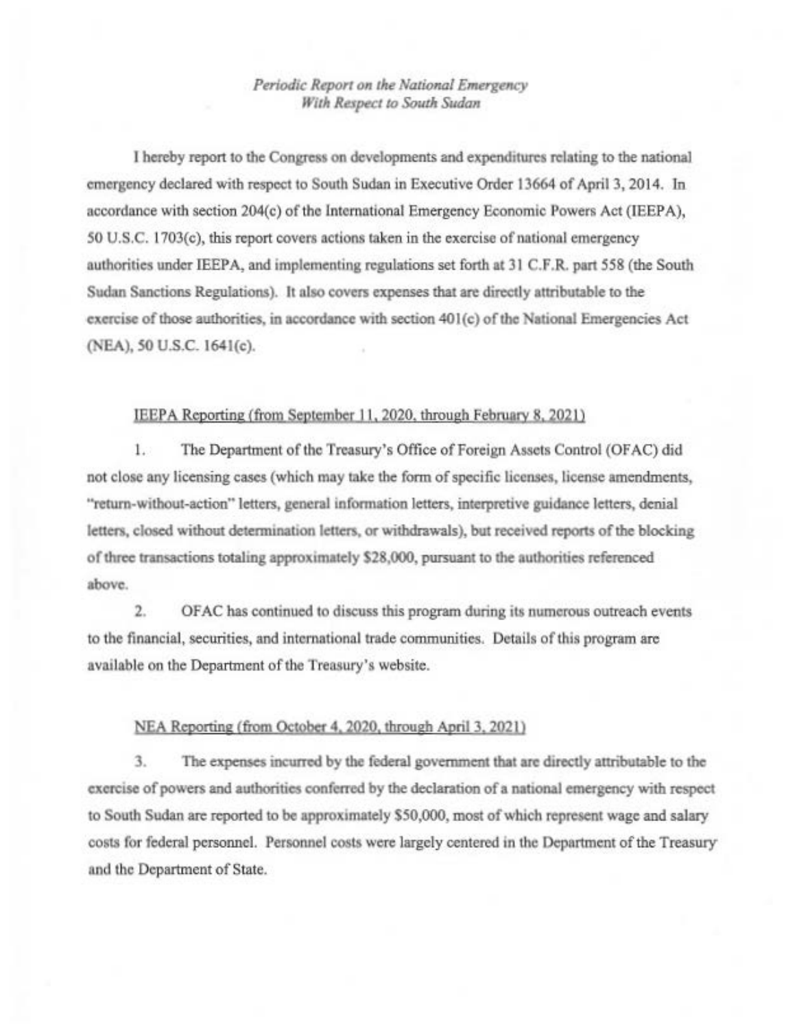*Periodic Report on the National Emergency*
*With Respect to South Sudan*

I hereby report to the Congress on developments and expenditures relating to the national emergency declared with respect to South Sudan in Executive Order 13664 of April 3, 2014. In accordance with section 204(c) of the International Emergency Economic Powers Act (IEEPA), 50 U.S.C. 1703(c), this report covers actions taken in the exercise of national emergency authorities under IEEPA, and implementing regulations set forth at 31 C.F.R. part 558 (the South Sudan Sanctions Regulations). It also covers expenses that are directly attributable to the exercise of those authorities, in accordance with section 401(c) of the National Emergencies Act (NEA), 50 U.S.C. 1641(c).

<u>IEEPA Reporting (from September 11, 2020, through February 8, 2021)</u>

1. The Department of the Treasury's Office of Foreign Assets Control (OFAC) did not close any licensing cases (which may take the form of specific licenses, license amendments, "return-without-action" letters, general information letters, interpretive guidance letters, denial letters, closed without determination letters, or withdrawals), but received reports of the blocking of three transactions totaling approximately $28,000, pursuant to the authorities referenced above.

2. OFAC has continued to discuss this program during its numerous outreach events to the financial, securities, and international trade communities. Details of this program are available on the Department of the Treasury's website.

<u>NEA Reporting (from October 4, 2020, through April 3, 2021)</u>

3. The expenses incurred by the federal government that are directly attributable to the exercise of powers and authorities conferred by the declaration of a national emergency with respect to South Sudan are reported to be approximately $50,000, most of which represent wage and salary costs for federal personnel. Personnel costs were largely centered in the Department of the Treasury and the Department of State.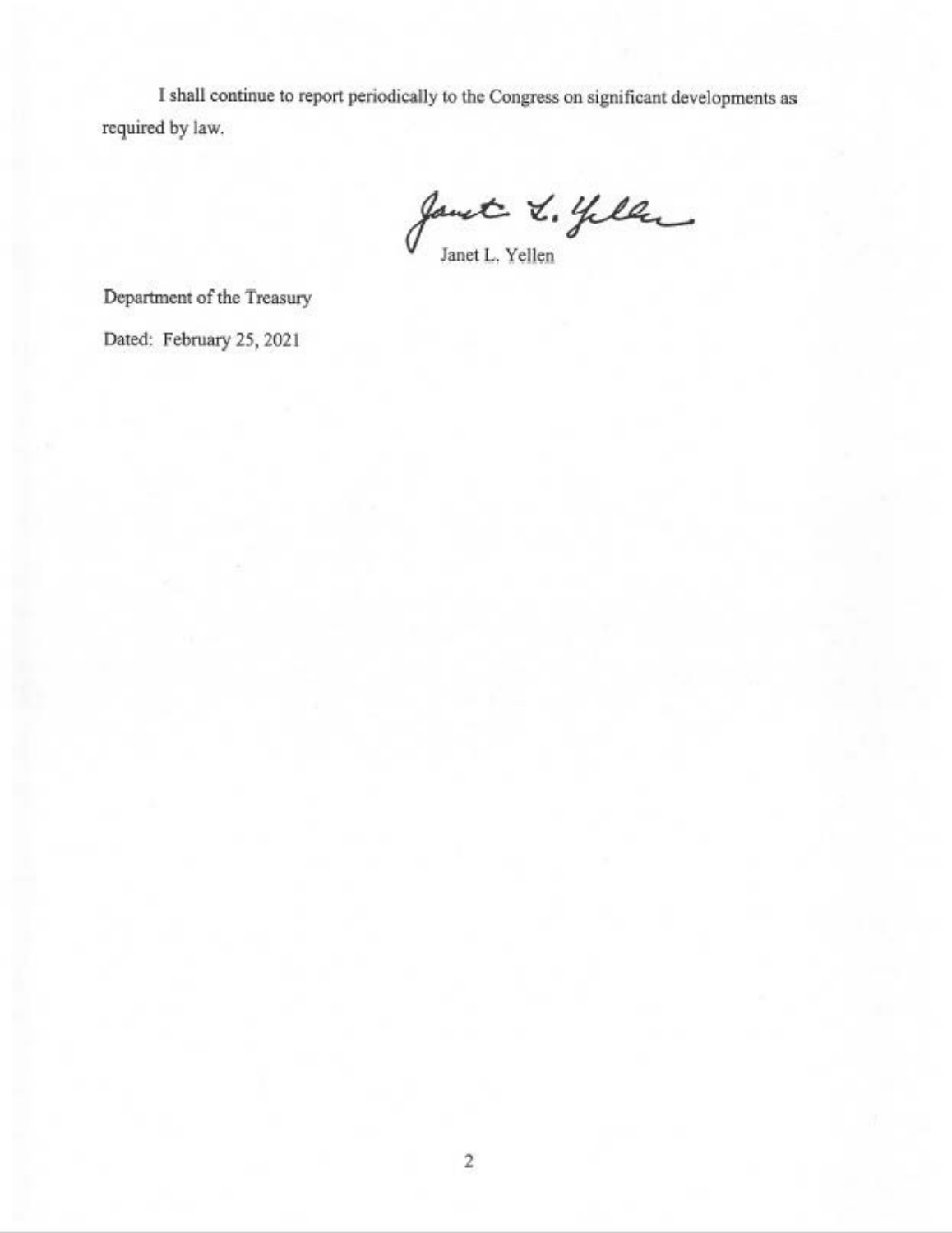I shall continue to report periodically to the Congress on significant developments as required by law.

Janet L. Yellen

Department of the Treasury

Dated: February 25, 2021